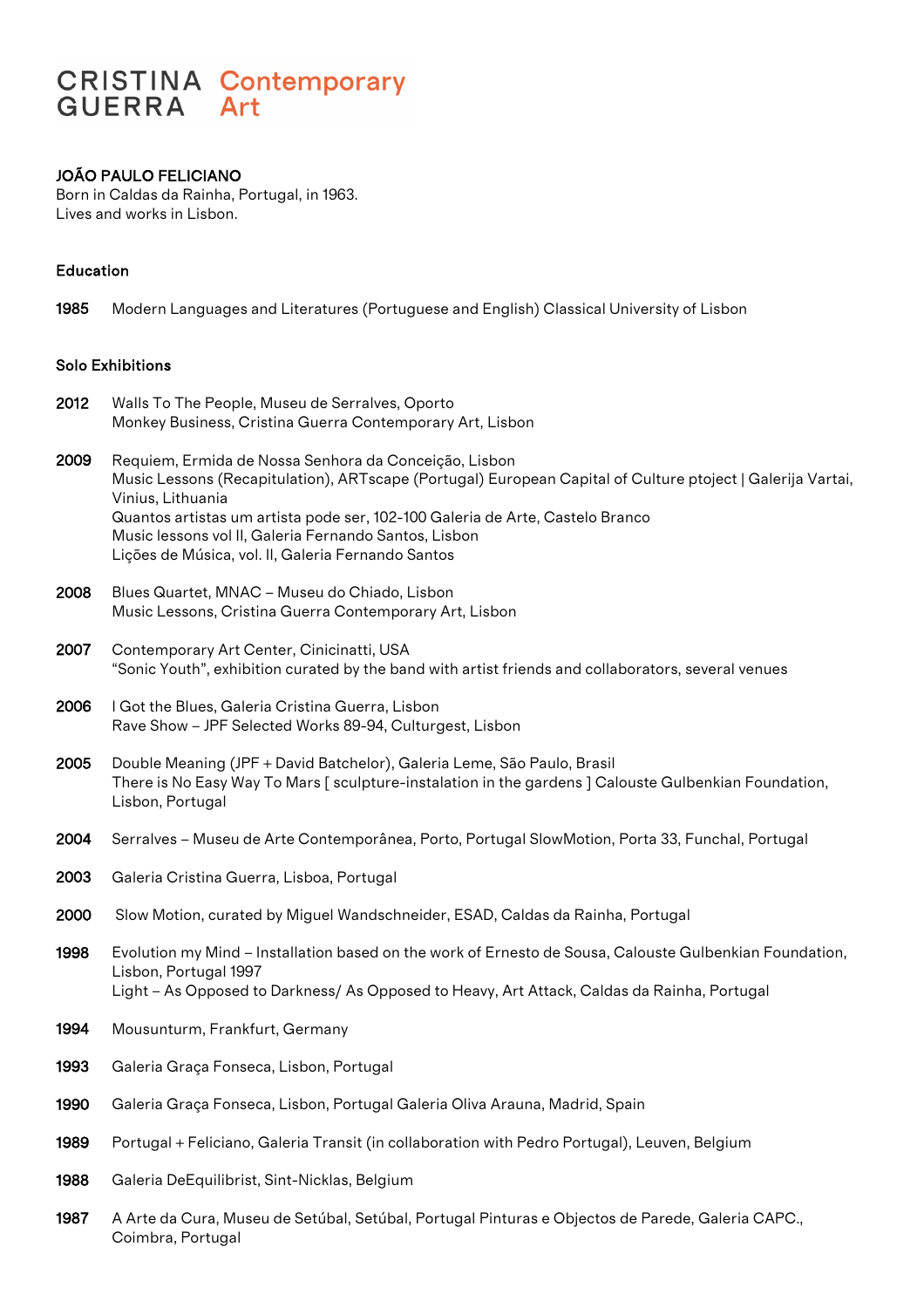CRISTINA GUERRA Contemporary Art

## JOÃO PAULO FELICIANO

Born in Caldas da Rainha, Portugal, in 1963.
Lives and works in Lisbon.

### Education

**1985** Modern Languages and Literatures (Portuguese and English) Classical University of Lisbon

### Solo Exhibitions

**2012** Walls To The People, Museu de Serralves, Oporto
Monkey Business, Cristina Guerra Contemporary Art, Lisbon

**2009** Requiem, Ermida de Nossa Senhora da Conceição, Lisbon
Music Lessons (Recapitulation), ARTscape (Portugal) European Capital of Culture ptoject | Galerija Vartai, Vinius, Lithuania
Quantos artistas um artista pode ser, 102-100 Galeria de Arte, Castelo Branco
Music lessons vol II, Galeria Fernando Santos, Lisbon
Lições de Música, vol. II, Galeria Fernando Santos

**2008** Blues Quartet, MNAC – Museu do Chiado, Lisbon
Music Lessons, Cristina Guerra Contemporary Art, Lisbon

**2007** Contemporary Art Center, Cinicinatti, USA
"Sonic Youth", exhibition curated by the band with artist friends and collaborators, several venues

**2006** I Got the Blues, Galeria Cristina Guerra, Lisbon
Rave Show – JPF Selected Works 89-94, Culturgest, Lisbon

**2005** Double Meaning (JPF + David Batchelor), Galeria Leme, São Paulo, Brasil
There is No Easy Way To Mars [ sculpture-instalation in the gardens ] Calouste Gulbenkian Foundation, Lisbon, Portugal

**2004** Serralves – Museu de Arte Contemporânea, Porto, Portugal SlowMotion, Porta 33, Funchal, Portugal

**2003** Galeria Cristina Guerra, Lisboa, Portugal

**2000** Slow Motion, curated by Miguel Wandschneider, ESAD, Caldas da Rainha, Portugal

**1998** Evolution my Mind – Installation based on the work of Ernesto de Sousa, Calouste Gulbenkian Foundation, Lisbon, Portugal 1997
Light – As Opposed to Darkness/ As Opposed to Heavy, Art Attack, Caldas da Rainha, Portugal

**1994** Mousunturm, Frankfurt, Germany

**1993** Galeria Graça Fonseca, Lisbon, Portugal

**1990** Galeria Graça Fonseca, Lisbon, Portugal Galeria Oliva Arauna, Madrid, Spain

**1989** Portugal + Feliciano, Galeria Transit (in collaboration with Pedro Portugal), Leuven, Belgium

**1988** Galeria DeEquilibrist, Sint-Nicklas, Belgium

**1987** A Arte da Cura, Museu de Setúbal, Setúbal, Portugal Pinturas e Objectos de Parede, Galeria CAPC., Coimbra, Portugal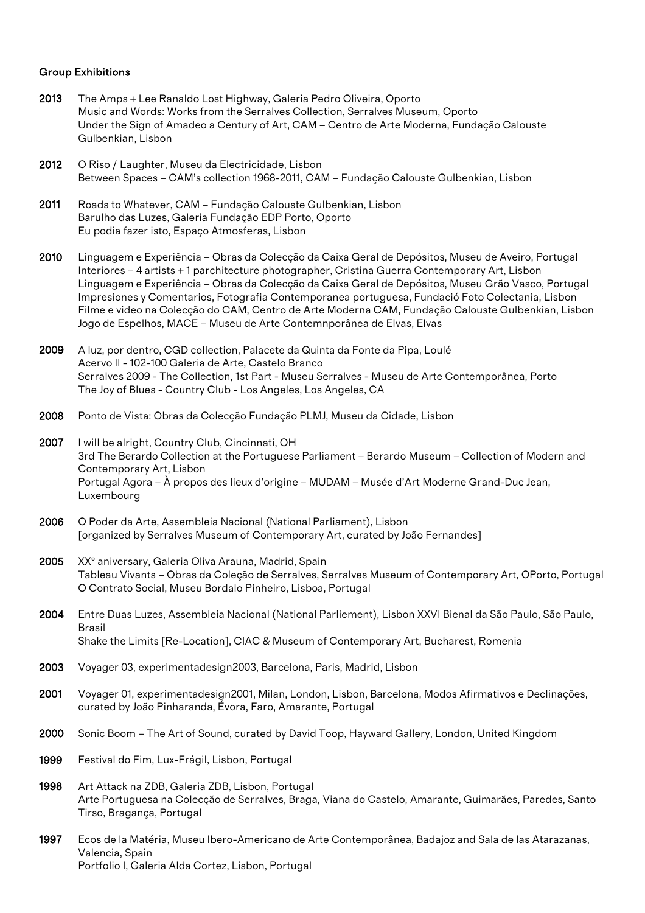**Group Exhibitions**

**2013** The Amps + Lee Ranaldo Lost Highway, Galeria Pedro Oliveira, Oporto
Music and Words: Works from the Serralves Collection, Serralves Museum, Oporto
Under the Sign of Amadeo a Century of Art, CAM – Centro de Arte Moderna, Fundação Calouste Gulbenkian, Lisbon

**2012** O Riso / Laughter, Museu da Electricidade, Lisbon
Between Spaces – CAM's collection 1968-2011, CAM – Fundação Calouste Gulbenkian, Lisbon

**2011** Roads to Whatever, CAM – Fundação Calouste Gulbenkian, Lisbon
Barulho das Luzes, Galeria Fundação EDP Porto, Oporto
Eu podia fazer isto, Espaço Atmosferas, Lisbon

**2010** Linguagem e Experiência – Obras da Colecção da Caixa Geral de Depósitos, Museu de Aveiro, Portugal
Interiores – 4 artists + 1 parchitecture photographer, Cristina Guerra Contemporary Art, Lisbon
Linguagem e Experiência – Obras da Colecção da Caixa Geral de Depósitos, Museu Grão Vasco, Portugal
Impresiones y Comentarios, Fotografia Contemporanea portuguesa, Fundació Foto Colectania, Lisbon
Filme e video na Colecção do CAM, Centro de Arte Moderna CAM, Fundação Calouste Gulbenkian, Lisbon
Jogo de Espelhos, MACE – Museu de Arte Contemnporânea de Elvas, Elvas

**2009** A luz, por dentro, CGD collection, Palacete da Quinta da Fonte da Pipa, Loulé
Acervo II - 102-100 Galeria de Arte, Castelo Branco
Serralves 2009 - The Collection, 1st Part - Museu Serralves - Museu de Arte Contemporânea, Porto
The Joy of Blues - Country Club - Los Angeles, Los Angeles, CA

**2008** Ponto de Vista: Obras da Colecção Fundação PLMJ, Museu da Cidade, Lisbon

**2007** I will be alright, Country Club, Cincinnati, OH
3rd The Berardo Collection at the Portuguese Parliament – Berardo Museum – Collection of Modern and Contemporary Art, Lisbon
Portugal Agora – À propos des lieux d'origine – MUDAM – Musée d'Art Moderne Grand-Duc Jean, Luxembourg

**2006** O Poder da Arte, Assembleia Nacional (National Parliament), Lisbon
[organized by Serralves Museum of Contemporary Art, curated by João Fernandes]

**2005** XXº aniversary, Galeria Oliva Arauna, Madrid, Spain
Tableau Vivants – Obras da Coleção de Serralves, Serralves Museum of Contemporary Art, OPorto, Portugal
O Contrato Social, Museu Bordalo Pinheiro, Lisboa, Portugal

**2004** Entre Duas Luzes, Assembleia Nacional (National Parliement), Lisbon XXVI Bienal da São Paulo, São Paulo, Brasil
Shake the Limits [Re-Location], CIAC & Museum of Contemporary Art, Bucharest, Romenia

**2003** Voyager 03, experimentadesign2003, Barcelona, Paris, Madrid, Lisbon

**2001** Voyager 01, experimentadesign2001, Milan, London, Lisbon, Barcelona, Modos Afirmativos e Declinações, curated by João Pinharanda, Évora, Faro, Amarante, Portugal

**2000** Sonic Boom – The Art of Sound, curated by David Toop, Hayward Gallery, London, United Kingdom

**1999** Festival do Fim, Lux-Frágil, Lisbon, Portugal

**1998** Art Attack na ZDB, Galeria ZDB, Lisbon, Portugal
Arte Portuguesa na Colecção de Serralves, Braga, Viana do Castelo, Amarante, Guimarães, Paredes, Santo Tirso, Bragança, Portugal

**1997** Ecos de la Matéria, Museu Ibero-Americano de Arte Contemporânea, Badajoz and Sala de las Atarazanas, Valencia, Spain
Portfolio I, Galeria Alda Cortez, Lisbon, Portugal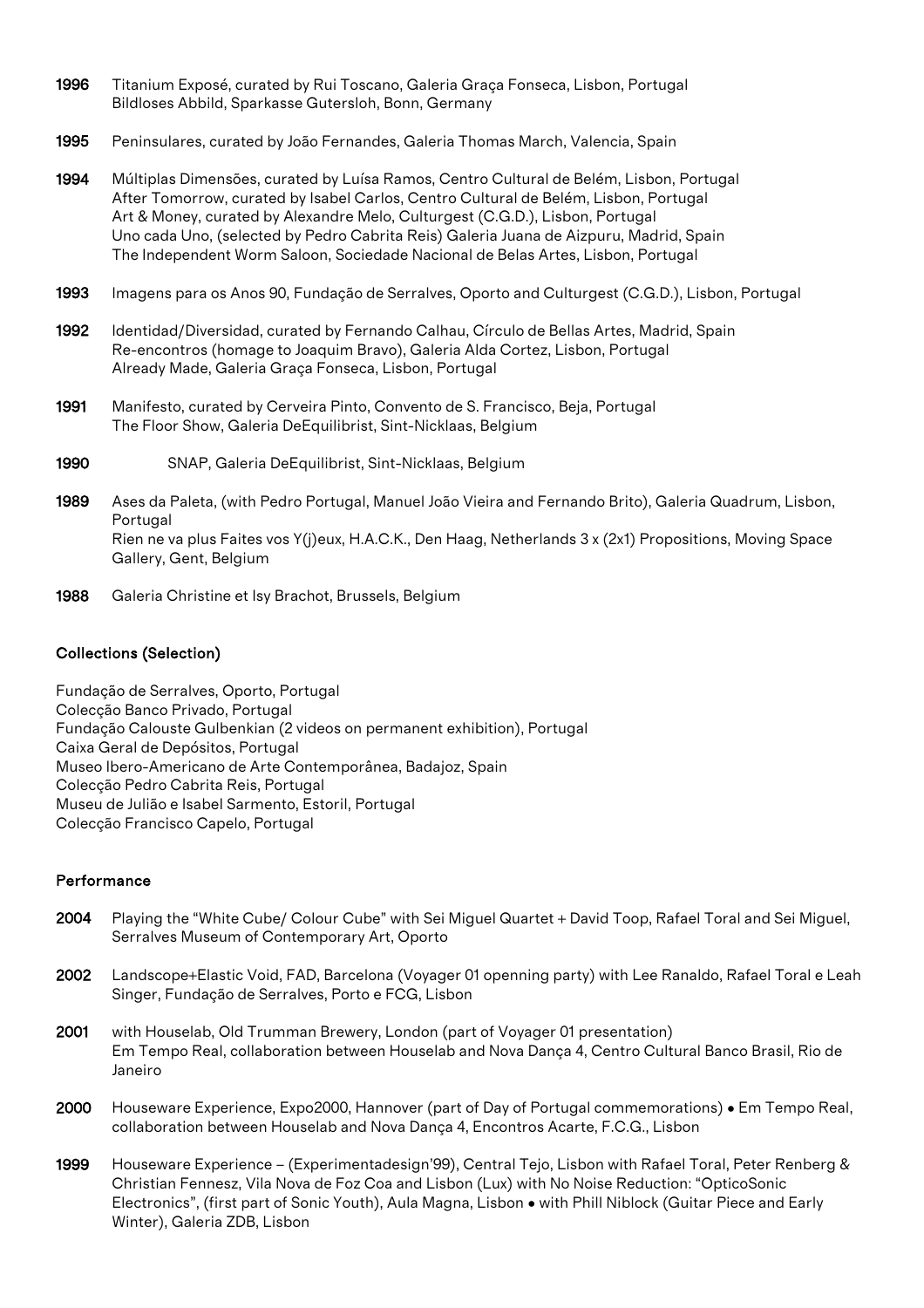**1996** Titanium Exposé, curated by Rui Toscano, Galeria Graça Fonseca, Lisbon, Portugal
Bildloses Abbild, Sparkasse Gutersloh, Bonn, Germany

**1995** Peninsulares, curated by João Fernandes, Galeria Thomas March, Valencia, Spain

**1994** Múltiplas Dimensões, curated by Luísa Ramos, Centro Cultural de Belém, Lisbon, Portugal
After Tomorrow, curated by Isabel Carlos, Centro Cultural de Belém, Lisbon, Portugal
Art & Money, curated by Alexandre Melo, Culturgest (C.G.D.), Lisbon, Portugal
Uno cada Uno, (selected by Pedro Cabrita Reis) Galeria Juana de Aizpuru, Madrid, Spain
The Independent Worm Saloon, Sociedade Nacional de Belas Artes, Lisbon, Portugal

**1993** Imagens para os Anos 90, Fundação de Serralves, Oporto and Culturgest (C.G.D.), Lisbon, Portugal

**1992** Identidad/Diversidad, curated by Fernando Calhau, Círculo de Bellas Artes, Madrid, Spain
Re-encontros (homage to Joaquim Bravo), Galeria Alda Cortez, Lisbon, Portugal
Already Made, Galeria Graça Fonseca, Lisbon, Portugal

**1991** Manifesto, curated by Cerveira Pinto, Convento de S. Francisco, Beja, Portugal
The Floor Show, Galeria DeEquilibrist, Sint-Nicklaas, Belgium

**1990** SNAP, Galeria DeEquilibrist, Sint-Nicklaas, Belgium

**1989** Ases da Paleta, (with Pedro Portugal, Manuel João Vieira and Fernando Brito), Galeria Quadrum, Lisbon, Portugal
Rien ne va plus Faites vos Y(j)eux, H.A.C.K., Den Haag, Netherlands 3 x (2x1) Propositions, Moving Space Gallery, Gent, Belgium

**1988** Galeria Christine et Isy Brachot, Brussels, Belgium

## Collections (Selection)

Fundação de Serralves, Oporto, Portugal
Colecção Banco Privado, Portugal
Fundação Calouste Gulbenkian (2 videos on permanent exhibition), Portugal
Caixa Geral de Depósitos, Portugal
Museo Ibero-Americano de Arte Contemporânea, Badajoz, Spain
Colecção Pedro Cabrita Reis, Portugal
Museu de Julião e Isabel Sarmento, Estoril, Portugal
Colecção Francisco Capelo, Portugal

## Performance

**2004** Playing the "White Cube/ Colour Cube" with Sei Miguel Quartet + David Toop, Rafael Toral and Sei Miguel, Serralves Museum of Contemporary Art, Oporto

**2002** Landscope+Elastic Void, FAD, Barcelona (Voyager 01 openning party) with Lee Ranaldo, Rafael Toral e Leah Singer, Fundação de Serralves, Porto e FCG, Lisbon

**2001** with Houselab, Old Trumman Brewery, London (part of Voyager 01 presentation)
Em Tempo Real, collaboration between Houselab and Nova Dança 4, Centro Cultural Banco Brasil, Rio de Janeiro

**2000** Houseware Experience, Expo2000, Hannover (part of Day of Portugal commemorations) • Em Tempo Real, collaboration between Houselab and Nova Dança 4, Encontros Acarte, F.C.G., Lisbon

**1999** Houseware Experience – (Experimentadesign'99), Central Tejo, Lisbon with Rafael Toral, Peter Renberg & Christian Fennesz, Vila Nova de Foz Coa and Lisbon (Lux) with No Noise Reduction: "OpticoSonic Electronics", (first part of Sonic Youth), Aula Magna, Lisbon • with Phill Niblock (Guitar Piece and Early Winter), Galeria ZDB, Lisbon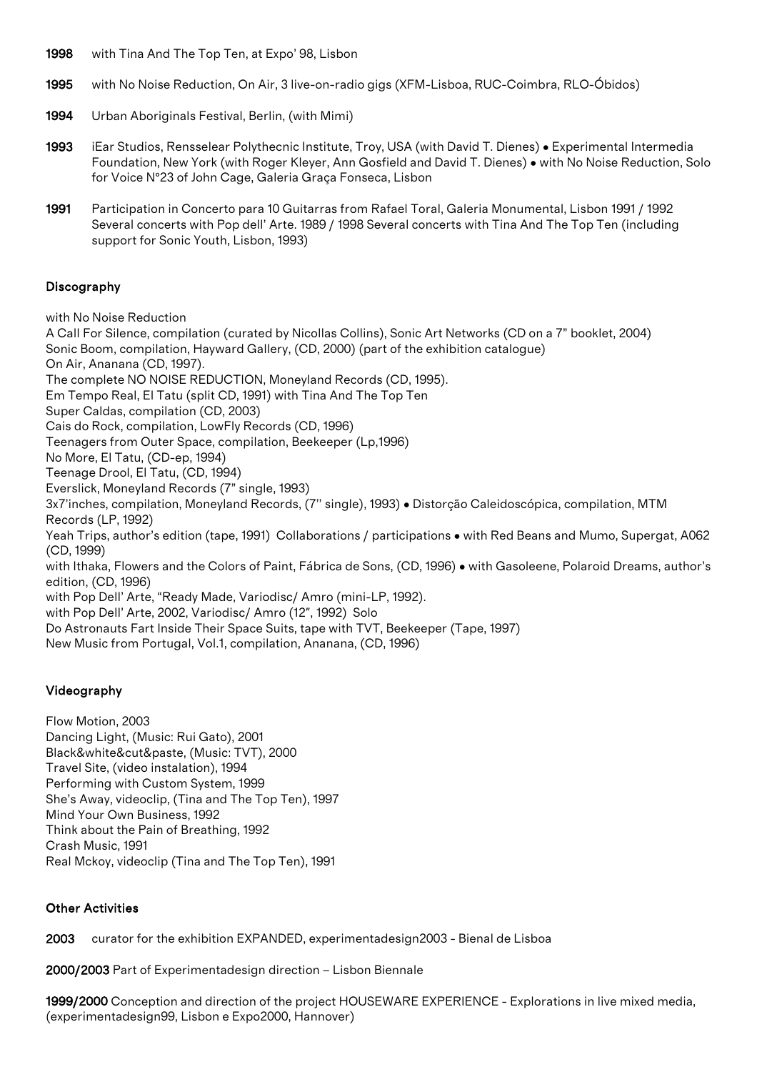**1998** with Tina And The Top Ten, at Expo' 98, Lisbon

**1995** with No Noise Reduction, On Air, 3 live-on-radio gigs (XFM-Lisboa, RUC-Coimbra, RLO-Óbidos)

**1994** Urban Aboriginals Festival, Berlin, (with Mimi)

**1993** iEar Studios, Rensselear Polythecnic Institute, Troy, USA (with David T. Dienes) • Experimental Intermedia Foundation, New York (with Roger Kleyer, Ann Gosfield and David T. Dienes) • with No Noise Reduction, Solo for Voice N°23 of John Cage, Galeria Graça Fonseca, Lisbon

**1991** Participation in Concerto para 10 Guitarras from Rafael Toral, Galeria Monumental, Lisbon 1991 / 1992 Several concerts with Pop dell' Arte. 1989 / 1998 Several concerts with Tina And The Top Ten (including support for Sonic Youth, Lisbon, 1993)

## Discography

with No Noise Reduction
A Call For Silence, compilation (curated by Nicollas Collins), Sonic Art Networks (CD on a 7" booklet, 2004)
Sonic Boom, compilation, Hayward Gallery, (CD, 2000) (part of the exhibition catalogue)
On Air, Ananana (CD, 1997).
The complete NO NOISE REDUCTION, Moneyland Records (CD, 1995).
Em Tempo Real, El Tatu (split CD, 1991) with Tina And The Top Ten
Super Caldas, compilation (CD, 2003)
Cais do Rock, compilation, LowFly Records (CD, 1996)
Teenagers from Outer Space, compilation, Beekeeper (Lp,1996)
No More, El Tatu, (CD-ep, 1994)
Teenage Drool, El Tatu, (CD, 1994)
Everslick, Moneyland Records (7" single, 1993)
3x7'inches, compilation, Moneyland Records, (7'' single), 1993) • Distorção Caleidoscópica, compilation, MTM Records (LP, 1992)
Yeah Trips, author's edition (tape, 1991) Collaborations / participations • with Red Beans and Mumo, Supergat, A062 (CD, 1999)
with Ithaka, Flowers and the Colors of Paint, Fábrica de Sons, (CD, 1996) • with Gasoleene, Polaroid Dreams, author's edition, (CD, 1996)
with Pop Dell' Arte, "Ready Made, Variodisc/ Amro (mini-LP, 1992).
with Pop Dell' Arte, 2002, Variodisc/ Amro (12", 1992) Solo
Do Astronauts Fart Inside Their Space Suits, tape with TVT, Beekeeper (Tape, 1997)
New Music from Portugal, Vol.1, compilation, Ananana, (CD, 1996)

## Videography

Flow Motion, 2003
Dancing Light, (Music: Rui Gato), 2001
Black&white&cut&paste, (Music: TVT), 2000
Travel Site, (video instalation), 1994
Performing with Custom System, 1999
She's Away, videoclip, (Tina and The Top Ten), 1997
Mind Your Own Business, 1992
Think about the Pain of Breathing, 1992
Crash Music, 1991
Real Mckoy, videoclip (Tina and The Top Ten), 1991

## Other Activities

**2003** curator for the exhibition EXPANDED, experimentadesign2003 - Bienal de Lisboa

**2000/2003** Part of Experimentadesign direction – Lisbon Biennale

**1999/2000** Conception and direction of the project HOUSEWARE EXPERIENCE - Explorations in live mixed media, (experimentadesign99, Lisbon e Expo2000, Hannover)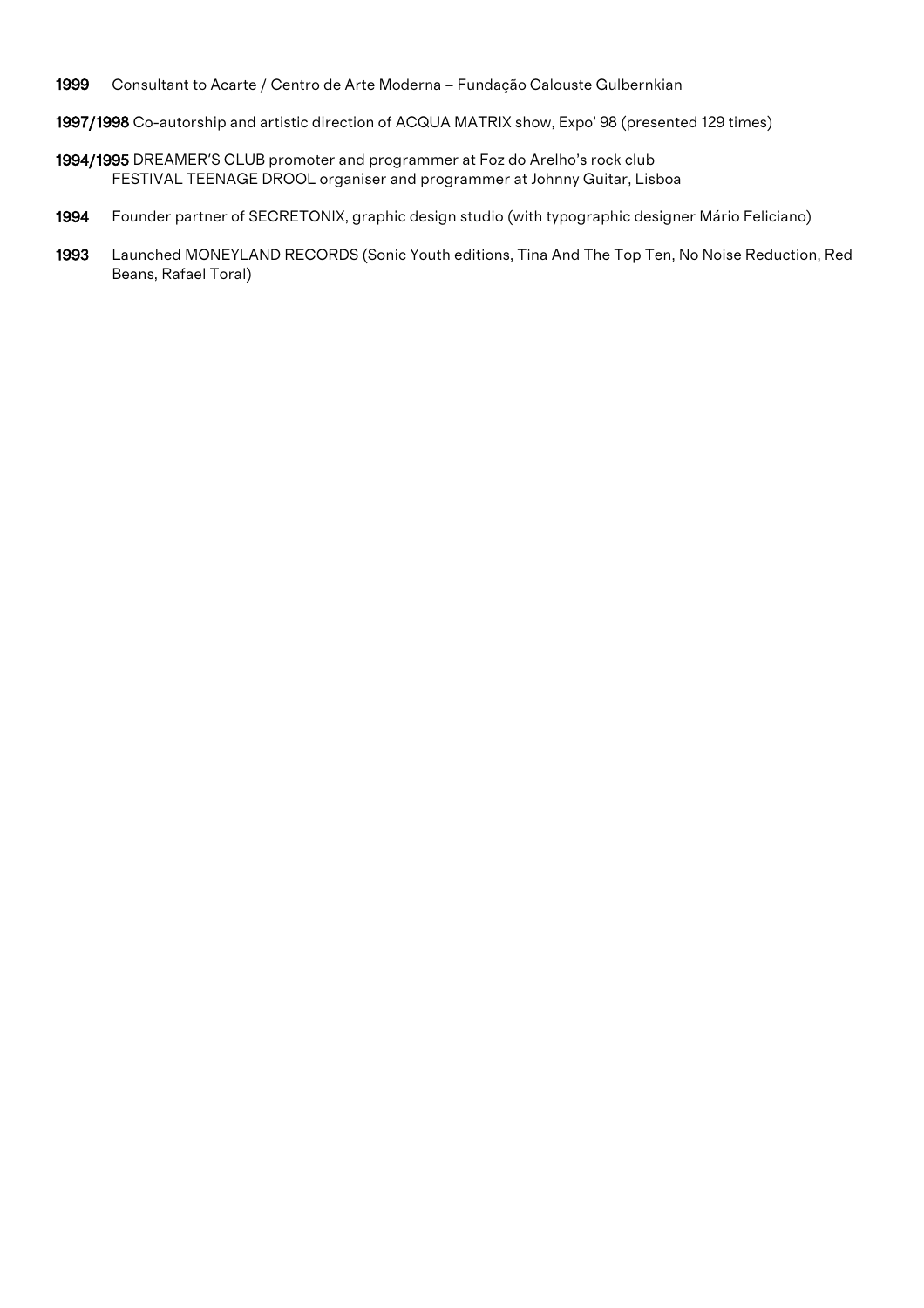**1999** Consultant to Acarte / Centro de Arte Moderna – Fundação Calouste Gulbernkian

**1997/1998** Co-autorship and artistic direction of ACQUA MATRIX show, Expo' 98 (presented 129 times)

**1994/1995** DREAMER'S CLUB promoter and programmer at Foz do Arelho's rock club
FESTIVAL TEENAGE DROOL organiser and programmer at Johnny Guitar, Lisboa

**1994** Founder partner of SECRETONIX, graphic design studio (with typographic designer Mário Feliciano)

**1993** Launched MONEYLAND RECORDS (Sonic Youth editions, Tina And The Top Ten, No Noise Reduction, Red Beans, Rafael Toral)